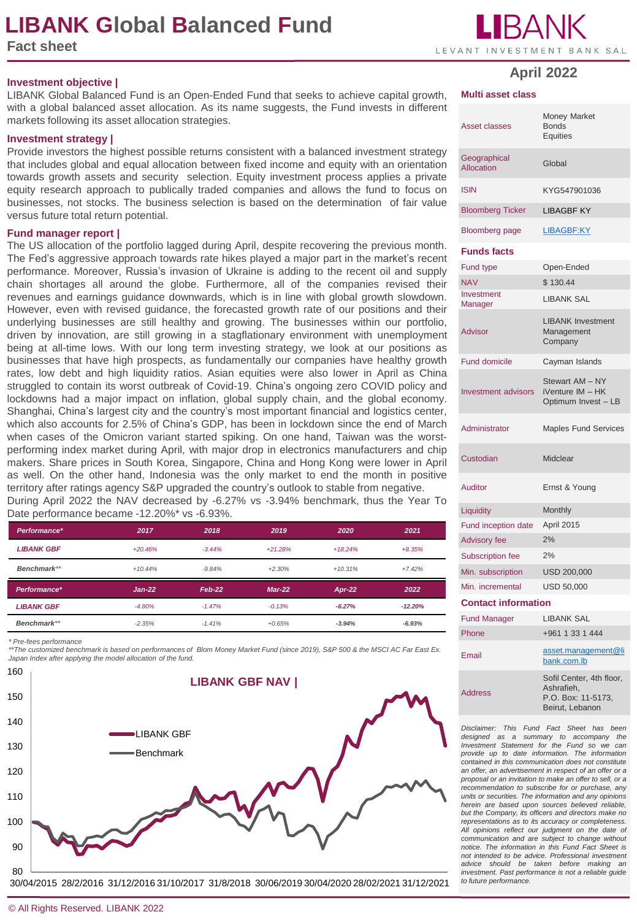# LIBANK Global Balanced Fund

## Fact sheet

LIBANK
LEVANT INVESTMENT BANK S.A.L.

**April 2022**

### Investment objective |

LIBANK Global Balanced Fund is an Open-Ended Fund that seeks to achieve capital growth, with a global balanced asset allocation. As its name suggests, the Fund invests in different markets following its asset allocation strategies.

### Investment strategy |

Provide investors the highest possible returns consistent with a balanced investment strategy that includes global and equal allocation between fixed income and equity with an orientation towards growth assets and security selection. Equity investment process applies a private equity research approach to publically traded companies and allows the fund to focus on businesses, not stocks. The business selection is based on the determination of fair value versus future total return potential.

### Fund manager report |

The US allocation of the portfolio lagged during April, despite recovering the previous month. The Fed's aggressive approach towards rate hikes played a major part in the market's recent performance. Moreover, Russia's invasion of Ukraine is adding to the recent oil and supply chain shortages all around the globe. Furthermore, all of the companies revised their revenues and earnings guidance downwards, which is in line with global growth slowdown. However, even with revised guidance, the forecasted growth rate of our positions and their underlying businesses are still healthy and growing. The businesses within our portfolio, driven by innovation, are still growing in a stagflationary environment with unemployment being at all-time lows. With our long term investing strategy, we look at our positions as businesses that have high prospects, as fundamentally our companies have healthy growth rates, low debt and high liquidity ratios. Asian equities were also lower in April as China struggled to contain its worst outbreak of Covid-19. China's ongoing zero COVID policy and lockdowns had a major impact on inflation, global supply chain, and the global economy. Shanghai, China's largest city and the country's most important financial and logistics center, which also accounts for 2.5% of China's GDP, has been in lockdown since the end of March when cases of the Omicron variant started spiking. On one hand, Taiwan was the worst-performing index market during April, with major drop in electronics manufacturers and chip makers. Share prices in South Korea, Singapore, China and Hong Kong were lower in April as well. On the other hand, Indonesia was the only market to end the month in positive territory after ratings agency S&P upgraded the country's outlook to stable from negative.

During April 2022 the NAV decreased by -6.27% vs -3.94% benchmark, thus the Year To Date performance became -12.20%* vs -6.93%.

| Performance* | 2017 | 2018 | 2019 | 2020 | 2021 |
|---|---|---|---|---|---|
| LIBANK GBF | +20.46% | -3.44% | +21.28% | +18.24% | +8.35% |
| Benchmark** | +10.44% | -9.84% | +2.30% | +10.31% | +7.42% |
| **Performance*** | **Jan-22** | **Feb-22** | **Mar-22** | **Apr-22** | **2022** |
| LIBANK GBF | -4.80% | -1.47% | -0.13% | **-6.27%** | **-12.20%** |
| Benchmark** | -2.35% | -1.41% | +0.65% | **-3.94%** | **-6.93%** |

*\* Pre-fees performance*
*\*\*The customized benchmark is based on performances of Blom Money Market Fund (since 2019), S&P 500 & the MSCI AC Far East Ex. Japan Index after applying the model allocation of the fund.*

**LIBANK GBF NAV |**

(Chart legend: LIBANK GBF, Benchmark; y-axis 80–160; x-axis 30/04/2015, 28/2/2016, 31/12/2016, 31/10/2017, 31/8/2018, 30/06/2019, 30/04/2020, 28/02/2021, 31/12/2021)

### Multi asset class

| | |
|---|---|
| Asset classes | Money Market<br>Bonds<br>Equities |
| Geographical Allocation | Global |
| ISIN | KYG547901036 |
| Bloomberg Ticker | LIBAGBF KY |
| Bloomberg page | LIBAGBF:KY |

### Funds facts

| | |
|---|---|
| Fund type | Open-Ended |
| NAV | $ 130.44 |
| Investment Manager | LIBANK SAL |
| Advisor | LIBANK Investment Management Company |
| Fund domicile | Cayman Islands |
| Investment advisors | Stewart AM – NY<br>iVenture IM – HK<br>Optimum Invest – LB |
| Administrator | Maples Fund Services |
| Custodian | Midclear |
| Auditor | Ernst & Young |
| Liquidity | Monthly |
| Fund inception date | April 2015 |
| Advisory fee | 2% |
| Subscription fee | 2% |
| Min. subscription | USD 200,000 |
| Min. incremental | USD 50,000 |

### Contact information

| | |
|---|---|
| Fund Manager | LIBANK SAL |
| Phone | +961 1 33 1 444 |
| Email | asset.management@libank.com.lb |
| Address | Sofil Center, 4th floor, Ashrafieh,<br>P.O. Box: 11-5173,<br>Beirut, Lebanon |

*Disclaimer: This Fund Fact Sheet has been designed as a summary to accompany the Investment Statement for the Fund so we can provide up to date information. The information contained in this communication does not constitute an offer, an advertisement in respect of an offer or a proposal or an invitation to make an offer to sell, or a recommendation to subscribe for or purchase, any units or securities. The information and any opinions herein are based upon sources believed reliable, but the Company, its officers and directors make no representations as to its accuracy or completeness. All opinions reflect our judgment on the date of communication and are subject to change without notice. The information in this Fund Fact Sheet is not intended to be advice. Professional investment advice should be taken before making an investment. Past performance is not a reliable guide to future performance.*

© All Rights Reserved. LIBANK 2022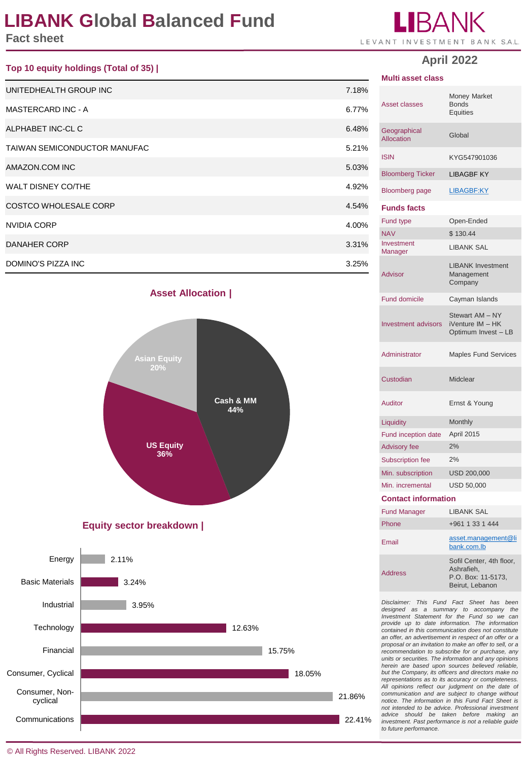# LIBANK Global Balanced Fund

## Fact sheet

LIBANK
LEVANT INVESTMENT BANK S.A.L.

April 2022

## Top 10 equity holdings (Total of 35) |

| | |
|---|---|
| UNITEDHEALTH GROUP INC | 7.18% |
| MASTERCARD INC - A | 6.77% |
| ALPHABET INC-CL C | 6.48% |
| TAIWAN SEMICONDUCTOR MANUFAC | 5.21% |
| AMAZON.COM INC | 5.03% |
| WALT DISNEY CO/THE | 4.92% |
| COSTCO WHOLESALE CORP | 4.54% |
| NVIDIA CORP | 4.00% |
| DANAHER CORP | 3.31% |
| DOMINO'S PIZZA INC | 3.25% |

## Asset Allocation |

Asian Equity 20%
Cash & MM 44%
US Equity 36%

## Equity sector breakdown |

Energy 2.11%
Basic Materials 3.24%
Industrial 3.95%
Technology 12.63%
Financial 15.75%
Consumer, Cyclical 18.05%
Consumer, Non-cyclical 21.86%
Communications 22.41%

## Multi asset class

| | |
|---|---|
| Asset classes | Money Market<br>Bonds<br>Equities |
| Geographical Allocation | Global |
| ISIN | KYG547901036 |
| Bloomberg Ticker | LIBAGBF KY |
| Bloomberg page | LIBAGBF:KY |

## Funds facts

| | |
|---|---|
| Fund type | Open-Ended |
| NAV | $ 130.44 |
| Investment Manager | LIBANK SAL |
| Advisor | LIBANK Investment Management Company |
| Fund domicile | Cayman Islands |
| Investment advisors | Stewart AM – NY<br>iVenture IM – HK<br>Optimum Invest – LB |
| Administrator | Maples Fund Services |
| Custodian | Midclear |
| Auditor | Ernst & Young |
| Liquidity | Monthly |
| Fund inception date | April 2015 |
| Advisory fee | 2% |
| Subscription fee | 2% |
| Min. subscription | USD 200,000 |
| Min. incremental | USD 50,000 |

## Contact information

| | |
|---|---|
| Fund Manager | LIBANK SAL |
| Phone | +961 1 33 1 444 |
| Email | asset.management@libank.com.lb |
| Address | Sofil Center, 4th floor, Ashrafieh,<br>P.O. Box: 11-5173,<br>Beirut, Lebanon |

*Disclaimer: This Fund Fact Sheet has been designed as a summary to accompany the Investment Statement for the Fund so we can provide up to date information. The information contained in this communication does not constitute an offer, an advertisement in respect of an offer or a proposal or an invitation to make an offer to sell, or a recommendation to subscribe for or purchase, any units or securities. The information and any opinions herein are based upon sources believed reliable, but the Company, its officers and directors make no representations as to its accuracy or completeness. All opinions reflect our judgment on the date of communication and are subject to change without notice. The information in this Fund Fact Sheet is not intended to be advice. Professional investment advice should be taken before making an investment. Past performance is not a reliable guide to future performance.*

© All Rights Reserved. LIBANK 2022